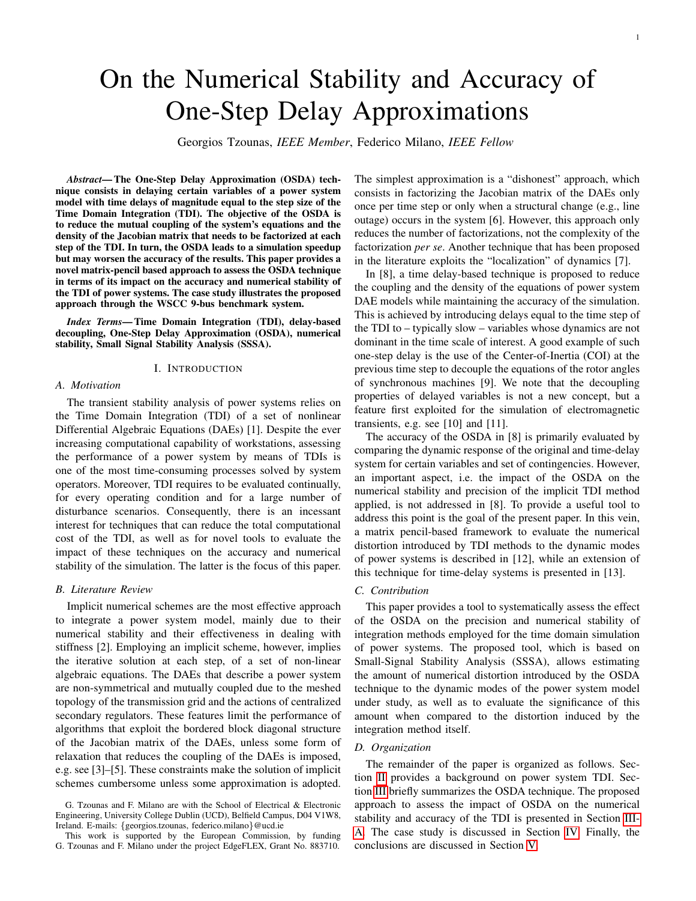# On the Numerical Stability and Accuracy of One-Step Delay Approximations

Georgios Tzounas, *IEEE Member*, Federico Milano, *IEEE Fellow*

***Abstract*— The One-Step Delay Approximation (OSDA) technique consists in delaying certain variables of a power system model with time delays of magnitude equal to the step size of the Time Domain Integration (TDI). The objective of the OSDA is to reduce the mutual coupling of the system's equations and the density of the Jacobian matrix that needs to be factorized at each step of the TDI. In turn, the OSDA leads to a simulation speedup but may worsen the accuracy of the results. This paper provides a novel matrix-pencil based approach to assess the OSDA technique in terms of its impact on the accuracy and numerical stability of the TDI of power systems. The case study illustrates the proposed approach through the WSCC 9-bus benchmark system.**

***Index Terms*— Time Domain Integration (TDI), delay-based decoupling, One-Step Delay Approximation (OSDA), numerical stability, Small Signal Stability Analysis (SSSA).**

## I. Introduction

### A. Motivation

The transient stability analysis of power systems relies on the Time Domain Integration (TDI) of a set of nonlinear Differential Algebraic Equations (DAEs) [1]. Despite the ever increasing computational capability of workstations, assessing the performance of a power system by means of TDIs is one of the most time-consuming processes solved by system operators. Moreover, TDI requires to be evaluated continually, for every operating condition and for a large number of disturbance scenarios. Consequently, there is an incessant interest for techniques that can reduce the total computational cost of the TDI, as well as for novel tools to evaluate the impact of these techniques on the accuracy and numerical stability of the simulation. The latter is the focus of this paper.

### B. Literature Review

Implicit numerical schemes are the most effective approach to integrate a power system model, mainly due to their numerical stability and their effectiveness in dealing with stiffness [2]. Employing an implicit scheme, however, implies the iterative solution at each step, of a set of non-linear algebraic equations. The DAEs that describe a power system are non-symmetrical and mutually coupled due to the meshed topology of the transmission grid and the actions of centralized secondary regulators. These features limit the performance of algorithms that exploit the bordered block diagonal structure of the Jacobian matrix of the DAEs, unless some form of relaxation that reduces the coupling of the DAEs is imposed, e.g. see [3]–[5]. These constraints make the solution of implicit schemes cumbersome unless some approximation is adopted.

The simplest approximation is a "dishonest" approach, which consists in factorizing the Jacobian matrix of the DAEs only once per time step or only when a structural change (e.g., line outage) occurs in the system [6]. However, this approach only reduces the number of factorizations, not the complexity of the factorization *per se*. Another technique that has been proposed in the literature exploits the "localization" of dynamics [7].

In [8], a time delay-based technique is proposed to reduce the coupling and the density of the equations of power system DAE models while maintaining the accuracy of the simulation. This is achieved by introducing delays equal to the time step of the TDI to – typically slow – variables whose dynamics are not dominant in the time scale of interest. A good example of such one-step delay is the use of the Center-of-Inertia (COI) at the previous time step to decouple the equations of the rotor angles of synchronous machines [9]. We note that the decoupling properties of delayed variables is not a new concept, but a feature first exploited for the simulation of electromagnetic transients, e.g. see [10] and [11].

The accuracy of the OSDA in [8] is primarily evaluated by comparing the dynamic response of the original and time-delay system for certain variables and set of contingencies. However, an important aspect, i.e. the impact of the OSDA on the numerical stability and precision of the implicit TDI method applied, is not addressed in [8]. To provide a useful tool to address this point is the goal of the present paper. In this vein, a matrix pencil-based framework to evaluate the numerical distortion introduced by TDI methods to the dynamic modes of power systems is described in [12], while an extension of this technique for time-delay systems is presented in [13].

### C. Contribution

This paper provides a tool to systematically assess the effect of the OSDA on the precision and numerical stability of integration methods employed for the time domain simulation of power systems. The proposed tool, which is based on Small-Signal Stability Analysis (SSSA), allows estimating the amount of numerical distortion introduced by the OSDA technique to the dynamic modes of the power system model under study, as well as to evaluate the significance of this amount when compared to the distortion induced by the integration method itself.

### D. Organization

The remainder of the paper is organized as follows. Section II provides a background on power system TDI. Section III briefly summarizes the OSDA technique. The proposed approach to assess the impact of OSDA on the numerical stability and accuracy of the TDI is presented in Section III-A. The case study is discussed in Section IV. Finally, the conclusions are discussed in Section V.

G. Tzounas and F. Milano are with the School of Electrical & Electronic Engineering, University College Dublin (UCD), Belfield Campus, D04 V1W8, Ireland. E-mails: {georgios.tzounas, federico.milano}@ucd.ie

This work is supported by the European Commission, by funding G. Tzounas and F. Milano under the project EdgeFLEX, Grant No. 883710.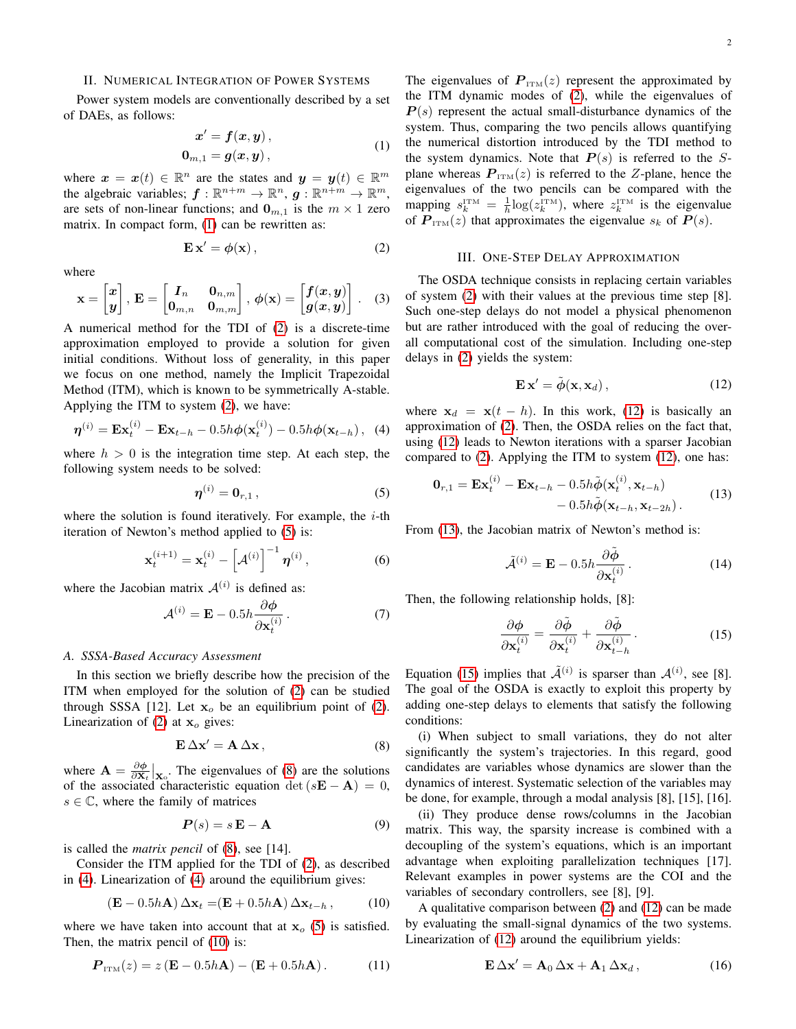## II. Numerical Integration of Power Systems

Power system models are conventionally described by a set of DAEs, as follows:

$$
\begin{aligned}
\boldsymbol{x}' &= \boldsymbol{f}(\boldsymbol{x}, \boldsymbol{y}) \,, \\
\mathbf{0}_{m,1} &= \boldsymbol{g}(\boldsymbol{x}, \boldsymbol{y}) \,,
\end{aligned}
\tag{1}
$$

where $\boldsymbol{x} = \boldsymbol{x}(t) \in \mathbb{R}^n$ are the states and $\boldsymbol{y} = \boldsymbol{y}(t) \in \mathbb{R}^m$ the algebraic variables; $\boldsymbol{f} : \mathbb{R}^{n+m} \to \mathbb{R}^n$, $\boldsymbol{g} : \mathbb{R}^{n+m} \to \mathbb{R}^m$, are sets of non-linear functions; and $\mathbf{0}_{m,1}$ is the $m \times 1$ zero matrix. In compact form, (1) can be rewritten as:

$$
\mathbf{E}\,\mathbf{x}' = \boldsymbol{\phi}(\mathbf{x}) \,, \tag{2}
$$

where

$$
\mathbf{x} = \begin{bmatrix} \boldsymbol{x} \\ \boldsymbol{y} \end{bmatrix}, \; \mathbf{E} = \begin{bmatrix} \boldsymbol{I}_n & \mathbf{0}_{n,m} \\ \mathbf{0}_{m,n} & \mathbf{0}_{m,m} \end{bmatrix}, \; \boldsymbol{\phi}(\mathbf{x}) = \begin{bmatrix} \boldsymbol{f}(\boldsymbol{x}, \boldsymbol{y}) \\ \boldsymbol{g}(\boldsymbol{x}, \boldsymbol{y}) \end{bmatrix} . \tag{3}
$$

A numerical method for the TDI of (2) is a discrete-time approximation employed to provide a solution for given initial conditions. Without loss of generality, in this paper we focus on one method, namely the Implicit Trapezoidal Method (ITM), which is known to be symmetrically A-stable. Applying the ITM to system (2), we have:

$$
\boldsymbol{\eta}^{(i)} = \mathbf{E}\mathbf{x}_t^{(i)} - \mathbf{E}\mathbf{x}_{t-h} - 0.5h\boldsymbol{\phi}(\mathbf{x}_t^{(i)}) - 0.5h\boldsymbol{\phi}(\mathbf{x}_{t-h}) \,, \tag{4}
$$

where $h > 0$ is the integration time step. At each step, the following system needs to be solved:

$$
\boldsymbol{\eta}^{(i)} = \mathbf{0}_{r,1} \,, \tag{5}
$$

where the solution is found iteratively. For example, the $i$-th iteration of Newton's method applied to (5) is:

$$
\mathbf{x}_t^{(i+1)} = \mathbf{x}_t^{(i)} - \left[\mathcal{A}^{(i)}\right]^{-1} \boldsymbol{\eta}^{(i)} \,, \tag{6}
$$

where the Jacobian matrix $\mathcal{A}^{(i)}$ is defined as:

$$
\mathcal{A}^{(i)} = \mathbf{E} - 0.5h \frac{\partial \boldsymbol{\phi}}{\partial \mathbf{x}_t^{(i)}} \,. \tag{7}
$$

### A. SSSA-Based Accuracy Assessment

In this section we briefly describe how the precision of the ITM when employed for the solution of (2) can be studied through SSSA [12]. Let $\mathbf{x}_o$ be an equilibrium point of (2). Linearization of (2) at $\mathbf{x}_o$ gives:

$$
\mathbf{E}\,\Delta\mathbf{x}' = \mathbf{A}\,\Delta\mathbf{x} \,, \tag{8}
$$

where $\mathbf{A} = \frac{\partial \boldsymbol{\phi}}{\partial \mathbf{x}}\big|_{\mathbf{x}_o}$. The eigenvalues of (8) are the solutions of the associated characteristic equation $\det(s\mathbf{E} - \mathbf{A}) = 0$, $s \in \mathbb{C}$, where the family of matrices

$$
\boldsymbol{P}(s) = s\,\mathbf{E} - \mathbf{A} \tag{9}
$$

is called the *matrix pencil* of (8), see [14].

Consider the ITM applied for the TDI of (2), as described in (4). Linearization of (4) around the equilibrium gives:

$$
(\mathbf{E} - 0.5h\mathbf{A})\,\Delta\mathbf{x}_t = (\mathbf{E} + 0.5h\mathbf{A})\,\Delta\mathbf{x}_{t-h} \,, \tag{10}
$$

where we have taken into account that at $\mathbf{x}_o$ (5) is satisfied. Then, the matrix pencil of (10) is:

$$
\boldsymbol{P}_{\text{ITM}}(z) = z\,(\mathbf{E} - 0.5h\mathbf{A}) - (\mathbf{E} + 0.5h\mathbf{A}) \,. \tag{11}
$$

The eigenvalues of $\boldsymbol{P}_{\text{ITM}}(z)$ represent the approximated by the ITM dynamic modes of (2), while the eigenvalues of $\boldsymbol{P}(s)$ represent the actual small-disturbance dynamics of the system. Thus, comparing the two pencils allows quantifying the numerical distortion introduced by the TDI method to the system dynamics. Note that $\boldsymbol{P}(s)$ is referred to the $S$-plane whereas $\boldsymbol{P}_{\text{ITM}}(z)$ is referred to the $Z$-plane, hence the eigenvalues of the two pencils can be compared with the mapping $s_k^{\text{ITM}} = \frac{1}{h}\log(z_k^{\text{ITM}})$, where $z_k^{\text{ITM}}$ is the eigenvalue of $\boldsymbol{P}_{\text{ITM}}(z)$ that approximates the eigenvalue $s_k$ of $\boldsymbol{P}(s)$.

## III. One-Step Delay Approximation

The OSDA technique consists in replacing certain variables of system (2) with their values at the previous time step [8]. Such one-step delays do not model a physical phenomenon but are rather introduced with the goal of reducing the overall computational cost of the simulation. Including one-step delays in (2) yields the system:

$$
\mathbf{E}\,\mathbf{x}' = \tilde{\boldsymbol{\phi}}(\mathbf{x}, \mathbf{x}_d) \,, \tag{12}
$$

where $\mathbf{x}_d = \mathbf{x}(t-h)$. In this work, (12) is basically an approximation of (2). Then, the OSDA relies on the fact that, using (12) leads to Newton iterations with a sparser Jacobian compared to (2). Applying the ITM to system (12), one has:

$$
\begin{aligned}
\mathbf{0}_{r,1} = \mathbf{E}\mathbf{x}_t^{(i)} - \mathbf{E}\mathbf{x}_{t-h} &- 0.5h\tilde{\boldsymbol{\phi}}(\mathbf{x}_t^{(i)}, \mathbf{x}_{t-h}) \\
&- 0.5h\tilde{\boldsymbol{\phi}}(\mathbf{x}_{t-h}, \mathbf{x}_{t-2h}) \,.
\end{aligned}
\tag{13}
$$

From (13), the Jacobian matrix of Newton's method is:

$$
\tilde{\mathcal{A}}^{(i)} = \mathbf{E} - 0.5h \frac{\partial \tilde{\boldsymbol{\phi}}}{\partial \mathbf{x}_t^{(i)}} \,. \tag{14}
$$

Then, the following relationship holds, [8]:

$$
\frac{\partial \boldsymbol{\phi}}{\partial \mathbf{x}_t^{(i)}} = \frac{\partial \tilde{\boldsymbol{\phi}}}{\partial \mathbf{x}_t^{(i)}} + \frac{\partial \tilde{\boldsymbol{\phi}}}{\partial \mathbf{x}_{t-h}^{(i)}} \,. \tag{15}
$$

Equation (15) implies that $\tilde{\mathcal{A}}^{(i)}$ is sparser than $\mathcal{A}^{(i)}$, see [8]. The goal of the OSDA is exactly to exploit this property by adding one-step delays to elements that satisfy the following conditions:

(i) When subject to small variations, they do not alter significantly the system's trajectories. In this regard, good candidates are variables whose dynamics are slower than the dynamics of interest. Systematic selection of the variables may be done, for example, through a modal analysis [8], [15], [16].

(ii) They produce dense rows/columns in the Jacobian matrix. This way, the sparsity increase is combined with a decoupling of the system's equations, which is an important advantage when exploiting parallelization techniques [17]. Relevant examples in power systems are the COI and the variables of secondary controllers, see [8], [9].

A qualitative comparison between (2) and (12) can be made by evaluating the small-signal dynamics of the two systems. Linearization of (12) around the equilibrium yields:

$$
\mathbf{E}\,\Delta\mathbf{x}' = \mathbf{A}_0\,\Delta\mathbf{x} + \mathbf{A}_1\,\Delta\mathbf{x}_d \,, \tag{16}
$$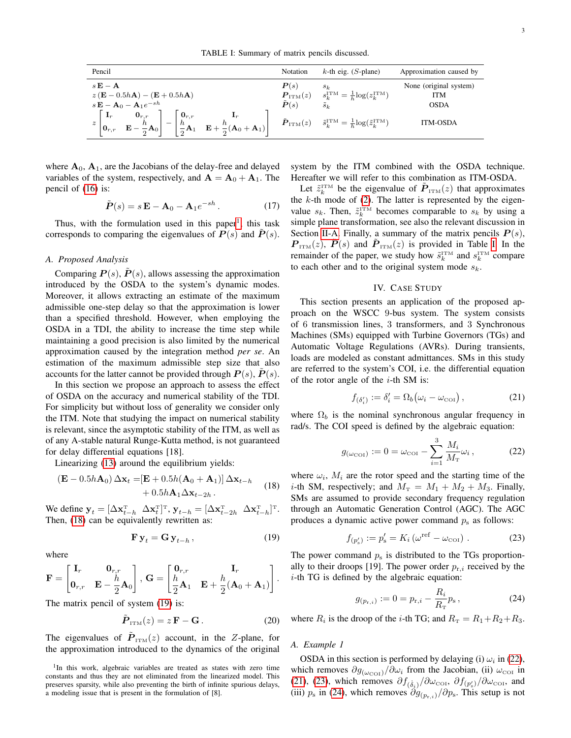TABLE I: Summary of matrix pencils discussed.

| Pencil | Notation | $k$-th eig. ($S$-plane) | Approximation caused by |
|---|---|---|---|
| $s\,\mathbf{E} - \mathbf{A}$ | $\boldsymbol{P}(s)$ | $s_k$ | None (original system) |
| $z\,(\mathbf{E} - 0.5h\mathbf{A}) - (\mathbf{E} + 0.5h\mathbf{A})$ | $\boldsymbol{P}_{\rm ITM}(z)$ | $s_k^{\rm ITM} = \frac{1}{h}\log(z_k^{\rm ITM})$ | ITM |
| $s\,\mathbf{E} - \mathbf{A}_0 - \mathbf{A}_1 e^{-sh}$ | $\tilde{\boldsymbol{P}}(s)$ | $\tilde{s}_k$ | OSDA |
| $z \begin{bmatrix} \mathbf{I}_r & \mathbf{0}_{r,r} \\ \mathbf{0}_{r,r} & \mathbf{E} - \dfrac{h}{2}\mathbf{A}_0 \end{bmatrix} - \begin{bmatrix} \mathbf{0}_{r,r} & \mathbf{I}_r \\ \dfrac{h}{2}\mathbf{A}_1 & \mathbf{E} + \dfrac{h}{2}(\mathbf{A}_0 + \mathbf{A}_1) \end{bmatrix}$ | $\tilde{\boldsymbol{P}}_{\rm ITM}(z)$ | $\tilde{s}_k^{\rm ITM} = \frac{1}{h}\log(\tilde{z}_k^{\rm ITM})$ | ITM-OSDA |

where $\mathbf{A}_0$, $\mathbf{A}_1$, are the Jacobians of the delay-free and delayed variables of the system, respectively, and $\mathbf{A} = \mathbf{A}_0 + \mathbf{A}_1$. The pencil of (16) is:

$$\tilde{\boldsymbol{P}}(s) = s\,\mathbf{E} - \mathbf{A}_0 - \mathbf{A}_1 e^{-sh}\,. \tag{17}$$

Thus, with the formulation used in this paper[1], this task corresponds to comparing the eigenvalues of $\boldsymbol{P}(s)$ and $\tilde{\boldsymbol{P}}(s)$.

### A. Proposed Analysis

Comparing $\boldsymbol{P}(s)$, $\tilde{\boldsymbol{P}}(s)$, allows assessing the approximation introduced by the OSDA to the system's dynamic modes. Moreover, it allows extracting an estimate of the maximum admissible one-step delay so that the approximation is lower than a specified threshold. However, when employing the OSDA in a TDI, the ability to increase the time step while maintaining a good precision is also limited by the numerical approximation caused by the integration method *per se*. An estimation of the maximum admissible step size that also accounts for the latter cannot be provided through $\boldsymbol{P}(s)$, $\tilde{\boldsymbol{P}}(s)$.

In this section we propose an approach to assess the effect of OSDA on the accuracy and numerical stability of the TDI. For simplicity but without loss of generality we consider only the ITM. Note that studying the impact on numerical stability is relevant, since the asymptotic stability of the ITM, as well as of any A-stable natural Runge-Kutta method, is not guaranteed for delay differential equations [18].

Linearizing (13) around the equilibrium yields:

$$\begin{aligned}(\mathbf{E} - 0.5h\mathbf{A}_0)\,\Delta\mathbf{x}_t =& [\mathbf{E} + 0.5h(\mathbf{A}_0 + \mathbf{A}_1)]\,\Delta\mathbf{x}_{t-h} \\ &+ 0.5h\mathbf{A}_1\Delta\mathbf{x}_{t-2h}\,.\end{aligned} \tag{18}$$

We define $\mathbf{y}_t = [\Delta\mathbf{x}_{t-h}^{\rm T} \;\; \Delta\mathbf{x}_t^{\rm T}]^{\rm T}$, $\mathbf{y}_{t-h} = [\Delta\mathbf{x}_{t-2h}^{\rm T} \;\; \Delta\mathbf{x}_{t-h}^{\rm T}]^{\rm T}$. Then, (18) can be equivalently rewritten as:

$$\mathbf{F}\,\mathbf{y}_t = \mathbf{G}\,\mathbf{y}_{t-h}\,, \tag{19}$$

where

$$\mathbf{F} = \begin{bmatrix} \mathbf{I}_r & \mathbf{0}_{r,r} \\ \mathbf{0}_{r,r} & \mathbf{E} - \dfrac{h}{2}\mathbf{A}_0 \end{bmatrix},\; \mathbf{G} = \begin{bmatrix} \mathbf{0}_{r,r} & \mathbf{I}_r \\ \dfrac{h}{2}\mathbf{A}_1 & \mathbf{E} + \dfrac{h}{2}(\mathbf{A}_0 + \mathbf{A}_1) \end{bmatrix}.$$

The matrix pencil of system (19) is:

$$\tilde{\boldsymbol{P}}_{\rm ITM}(z) = z\,\mathbf{F} - \mathbf{G}\,. \tag{20}$$

The eigenvalues of $\tilde{\boldsymbol{P}}_{\rm ITM}(z)$ account, in the $Z$-plane, for the approximation introduced to the dynamics of the original system by the ITM combined with the OSDA technique. Hereafter we will refer to this combination as ITM-OSDA.

Let $\tilde{z}_k^{\rm ITM}$ be the eigenvalue of $\tilde{\boldsymbol{P}}_{\rm ITM}(z)$ that approximates the $k$-th mode of (2). The latter is represented by the eigenvalue $s_k$. Then, $\tilde{z}_k^{\rm ITM}$ becomes comparable to $s_k$ by using a simple plane transformation, see also the relevant discussion in Section II-A. Finally, a summary of the matrix pencils $\boldsymbol{P}(s)$, $\boldsymbol{P}_{\rm ITM}(z)$, $\tilde{\boldsymbol{P}}(s)$ and $\tilde{\boldsymbol{P}}_{\rm ITM}(z)$ is provided in Table I. In the remainder of the paper, we study how $\tilde{s}_k^{\rm ITM}$ and $s_k^{\rm ITM}$ compare to each other and to the original system mode $s_k$.

## IV. Case Study

This section presents an application of the proposed approach on the WSCC 9-bus system. The system consists of 6 transmission lines, 3 transformers, and 3 Synchronous Machines (SMs) equipped with Turbine Governors (TGs) and Automatic Voltage Regulations (AVRs). During transients, loads are modeled as constant admittances. SMs in this study are referred to the system's COI, i.e. the differential equation of the rotor angle of the $i$-th SM is:

$$f_{(\delta_i')} := \delta_i' = \Omega_b\big(\omega_i - \omega_{\rm COI}\big)\,, \tag{21}$$

where $\Omega_b$ is the nominal synchronous angular frequency in rad/s. The COI speed is defined by the algebraic equation:

$$g_{(\omega_{\rm COI})} := 0 = \omega_{\rm COI} - \sum_{i=1}^{3}\frac{M_i}{M_{\rm T}}\omega_i\,, \tag{22}$$

where $\omega_i$, $M_i$ are the rotor speed and the starting time of the $i$-th SM, respectively; and $M_{\rm T} = M_1 + M_2 + M_3$. Finally, SMs are assumed to provide secondary frequency regulation through an Automatic Generation Control (AGC). The AGC produces a dynamic active power command $p_{\rm s}$ as follows:

$$f_{(p_{\rm s}')} := p_{\rm s}' = K_i\left(\omega^{\rm ref} - \omega_{\rm COI}\right)\,. \tag{23}$$

The power command $p_{\rm s}$ is distributed to the TGs proportionally to their droops [19]. The power order $p_{{\rm r},i}$ received by the $i$-th TG is defined by the algebraic equation:

$$g_{(p_{{\rm r},i})} := 0 = p_{{\rm r},i} - \frac{R_i}{R_{\rm T}}p_{\rm s}\,, \tag{24}$$

where $R_i$ is the droop of the $i$-th TG; and $R_{\rm T} = R_1 + R_2 + R_3$.

### A. Example 1

OSDA in this section is performed by delaying (i) $\omega_i$ in (22), which removes $\partial g_{(\omega_{\rm COI})}/\partial\omega_i$ from the Jacobian, (ii) $\omega_{\rm COI}$ in (21), (23), which removes $\partial f_{(\dot{\delta}_i)}/\partial\omega_{\rm COI}$, $\partial f_{(p_{\rm s}')}/\partial\omega_{\rm COI}$, and (iii) $p_{\rm s}$ in (24), which removes $\partial g_{(p_{{\rm r},i})}/\partial p_{\rm s}$. This setup is not

[1] In this work, algebraic variables are treated as states with zero time constants and thus they are not eliminated from the linearized model. This preserves sparsity, while also preventing the birth of infinite spurious delays, a modeling issue that is present in the formulation of [8].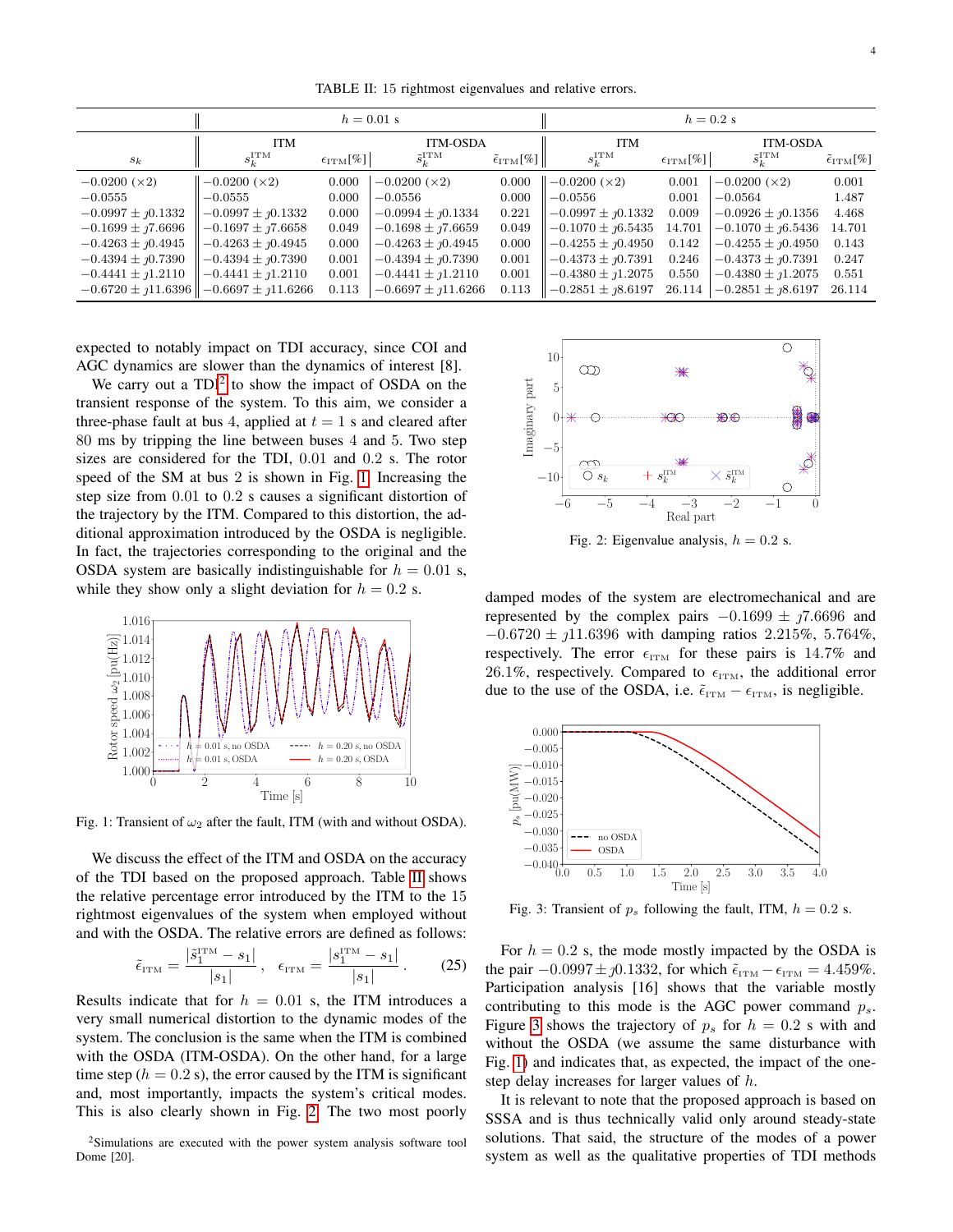TABLE II: 15 rightmost eigenvalues and relative errors.

| | $h = 0.01$ s | | | | $h = 0.2$ s | | | |
|---|---|---|---|---|---|---|---|---|
| | ITM | | ITM-OSDA | | ITM | | ITM-OSDA | |
| $s_k$ | $s_k^{\rm ITM}$ | $\epsilon_{\rm ITM}[\%]$ | $\tilde{s}_k^{\rm ITM}$ | $\tilde{\epsilon}_{\rm ITM}[\%]$ | $s_k^{\rm ITM}$ | $\epsilon_{\rm ITM}[\%]$ | $\tilde{s}_k^{\rm ITM}$ | $\tilde{\epsilon}_{\rm ITM}[\%]$ |
| $-0.0200$ ($\times 2$) | $-0.0200$ ($\times 2$) | 0.000 | $-0.0200$ ($\times 2$) | 0.000 | $-0.0200$ ($\times 2$) | 0.001 | $-0.0200$ ($\times 2$) | 0.001 |
| $-0.0555$ | $-0.0555$ | 0.000 | $-0.0556$ | 0.000 | $-0.0556$ | 0.001 | $-0.0564$ | 1.487 |
| $-0.0997 \pm \jmath 0.1332$ | $-0.0997 \pm \jmath 0.1332$ | 0.000 | $-0.0994 \pm \jmath 0.1334$ | 0.221 | $-0.0997 \pm \jmath 0.1332$ | 0.009 | $-0.0926 \pm \jmath 0.1356$ | 4.468 |
| $-0.1699 \pm \jmath 7.6696$ | $-0.1697 \pm \jmath 7.6658$ | 0.049 | $-0.1698 \pm \jmath 7.6659$ | 0.049 | $-0.1070 \pm \jmath 6.5435$ | 14.701 | $-0.1070 \pm \jmath 6.5436$ | 14.701 |
| $-0.4263 \pm \jmath 0.4945$ | $-0.4263 \pm \jmath 0.4945$ | 0.000 | $-0.4263 \pm \jmath 0.4945$ | 0.000 | $-0.4255 \pm \jmath 0.4950$ | 0.142 | $-0.4255 \pm \jmath 0.4950$ | 0.143 |
| $-0.4394 \pm \jmath 0.7390$ | $-0.4394 \pm \jmath 0.7390$ | 0.001 | $-0.4394 \pm \jmath 0.7390$ | 0.001 | $-0.4373 \pm \jmath 0.7391$ | 0.246 | $-0.4373 \pm \jmath 0.7391$ | 0.247 |
| $-0.4441 \pm \jmath 1.2110$ | $-0.4441 \pm \jmath 1.2110$ | 0.001 | $-0.4441 \pm \jmath 1.2110$ | 0.001 | $-0.4380 \pm \jmath 1.2075$ | 0.550 | $-0.4380 \pm \jmath 1.2075$ | 0.551 |
| $-0.6720 \pm \jmath 11.6396$ | $-0.6697 \pm \jmath 11.6266$ | 0.113 | $-0.6697 \pm \jmath 11.6266$ | 0.113 | $-0.2851 \pm \jmath 8.6197$ | 26.114 | $-0.2851 \pm \jmath 8.6197$ | 26.114 |

expected to notably impact on TDI accuracy, since COI and AGC dynamics are slower than the dynamics of interest [8].

We carry out a TDI[2] to show the impact of OSDA on the transient response of the system. To this aim, we consider a three-phase fault at bus 4, applied at $t = 1$ s and cleared after 80 ms by tripping the line between buses 4 and 5. Two step sizes are considered for the TDI, 0.01 and 0.2 s. The rotor speed of the SM at bus 2 is shown in Fig. 1. Increasing the step size from 0.01 to 0.2 s causes a significant distortion of the trajectory by the ITM. Compared to this distortion, the additional approximation introduced by the OSDA is negligible. In fact, the trajectories corresponding to the original and the OSDA system are basically indistinguishable for $h = 0.01$ s, while they show only a slight deviation for $h = 0.2$ s.

Fig. 1: Transient of $\omega_2$ after the fault, ITM (with and without OSDA).

We discuss the effect of the ITM and OSDA on the accuracy of the TDI based on the proposed approach. Table II shows the relative percentage error introduced by the ITM to the 15 rightmost eigenvalues of the system when employed without and with the OSDA. The relative errors are defined as follows:

$$\tilde{\epsilon}_{\rm ITM} = \frac{|\tilde{s}_1^{\rm ITM} - s_1|}{|s_1|} \, , \quad \epsilon_{\rm ITM} = \frac{|s_1^{\rm ITM} - s_1|}{|s_1|} \, . \qquad (25)$$

Results indicate that for $h = 0.01$ s, the ITM introduces a very small numerical distortion to the dynamic modes of the system. The conclusion is the same when the ITM is combined with the OSDA (ITM-OSDA). On the other hand, for a large time step ($h = 0.2$ s), the error caused by the ITM is significant and, most importantly, impacts the system's critical modes. This is also clearly shown in Fig. 2. The two most poorly damped modes of the system are electromechanical and are represented by the complex pairs $-0.1699 \pm \jmath 7.6696$ and $-0.6720 \pm \jmath 11.6396$ with damping ratios 2.215%, 5.764%, respectively. The error $\epsilon_{\rm ITM}$ for these pairs is 14.7% and 26.1%, respectively. Compared to $\epsilon_{\rm ITM}$, the additional error due to the use of the OSDA, i.e. $\tilde{\epsilon}_{\rm ITM} - \epsilon_{\rm ITM}$, is negligible.

Fig. 2: Eigenvalue analysis, $h = 0.2$ s.

Fig. 3: Transient of $p_s$ following the fault, ITM, $h = 0.2$ s.

For $h = 0.2$ s, the mode mostly impacted by the OSDA is the pair $-0.0997 \pm \jmath 0.1332$, for which $\tilde{\epsilon}_{\rm ITM} - \epsilon_{\rm ITM} = 4.459\%$. Participation analysis [16] shows that the variable mostly contributing to this mode is the AGC power command $p_s$. Figure 3 shows the trajectory of $p_s$ for $h = 0.2$ s with and without the OSDA (we assume the same disturbance with Fig. 1) and indicates that, as expected, the impact of the one-step delay increases for larger values of $h$.

It is relevant to note that the proposed approach is based on SSSA and is thus technically valid only around steady-state solutions. That said, the structure of the modes of a power system as well as the qualitative properties of TDI methods

[2] Simulations are executed with the power system analysis software tool Dome [20].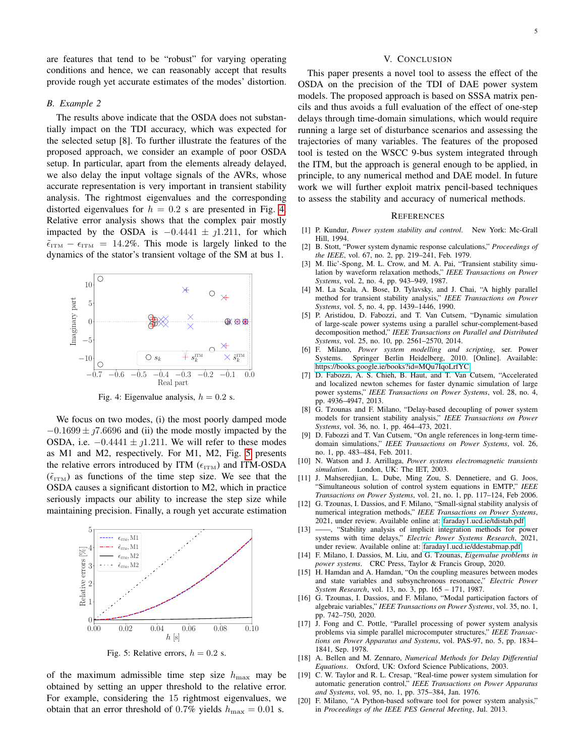are features that tend to be "robust" for varying operating conditions and hence, we can reasonably accept that results provide rough yet accurate estimates of the modes' distortion.

### B. Example 2

The results above indicate that the OSDA does not substantially impact on the TDI accuracy, which was expected for the selected setup [8]. To further illustrate the features of the proposed approach, we consider an example of poor OSDA setup. In particular, apart from the elements already delayed, we also delay the input voltage signals of the AVRs, whose accurate representation is very important in transient stability analysis. The rightmost eigenvalues and the corresponding distorted eigenvalues for $h = 0.2$ s are presented in Fig. 4. Relative error analysis shows that the complex pair mostly impacted by the OSDA is $-0.4441 \pm \jmath 1.211$, for which $\tilde{\epsilon}_{\rm ITM} - \epsilon_{\rm ITM} = 14.2\%$. This mode is largely linked to the dynamics of the stator's transient voltage of the SM at bus 1.

10
5
0
−5
−10
Imaginary part
−0.7 −0.6 −0.5 −0.4 −0.3 −0.2 −0.1 0.0
Real part
$s_k$ $s_k^{\rm ITM}$ $\tilde{s}_k^{\rm ITM}$

Fig. 4: Eigenvalue analysis, $h = 0.2$ s.

We focus on two modes, (i) the most poorly damped mode $-0.1699 \pm \jmath 7.6696$ and (ii) the mode mostly impacted by the OSDA, i.e. $-0.4441 \pm \jmath 1.211$. We will refer to these modes as M1 and M2, respectively. For M1, M2, Fig. 5 presents the relative errors introduced by ITM ($\epsilon_{\rm ITM}$) and ITM-OSDA ($\tilde{\epsilon}_{\rm ITM}$) as functions of the time step size. We see that the OSDA causes a significant distortion to M2, which in practice seriously impacts our ability to increase the step size while maintaining precision. Finally, a rough yet accurate estimation

5
4
3
2
1
0
Relative errors [%]
0.00 0.02 0.04 0.06 0.08 0.10
$h$ [s]
$\epsilon_{\rm ITM}$, M1
$\tilde{\epsilon}_{\rm ITM}$, M1
$\epsilon_{\rm ITM}$, M2
$\tilde{\epsilon}_{\rm ITM}$, M2

Fig. 5: Relative errors, $h = 0.2$ s.

of the maximum admissible time step size $h_{\max}$ may be obtained by setting an upper threshold to the relative error. For example, considering the 15 rightmost eigenvalues, we obtain that an error threshold of 0.7% yields $h_{\max} = 0.01$ s.

## V. Conclusion

This paper presents a novel tool to assess the effect of the OSDA on the precision of the TDI of DAE power system models. The proposed approach is based on SSSA matrix pencils and thus avoids a full evaluation of the effect of one-step delays through time-domain simulations, which would require running a large set of disturbance scenarios and assessing the trajectories of many variables. The features of the proposed tool is tested on the WSCC 9-bus system integrated through the ITM, but the approach is general enough to be applied, in principle, to any numerical method and DAE model. In future work we will further exploit matrix pencil-based techniques to assess the stability and accuracy of numerical methods.

## References

[1] P. Kundur, *Power system stability and control*. New York: Mc-Grall Hill, 1994.

[2] B. Stott, "Power system dynamic response calculations," *Proceedings of the IEEE*, vol. 67, no. 2, pp. 219–241, Feb. 1979.

[3] M. Ilic'-Spong, M. L. Crow, and M. A. Pai, "Transient stability simulation by waveform relaxation methods," *IEEE Transactions on Power Systems*, vol. 2, no. 4, pp. 943–949, 1987.

[4] M. La Scala, A. Bose, D. Tylavsky, and J. Chai, "A highly parallel method for transient stability analysis," *IEEE Transactions on Power Systems*, vol. 5, no. 4, pp. 1439–1446, 1990.

[5] P. Aristidou, D. Fabozzi, and T. Van Cutsem, "Dynamic simulation of large-scale power systems using a parallel schur-complement-based decomposition method," *IEEE Transactions on Parallel and Distributed Systems*, vol. 25, no. 10, pp. 2561–2570, 2014.

[6] F. Milano, *Power system modelling and scripting*, ser. Power Systems. Springer Berlin Heidelberg, 2010. [Online]. Available: https://books.google.ie/books?id=MQu7IqoLrfYC

[7] D. Fabozzi, A. S. Chieh, B. Haut, and T. Van Cutsem, "Accelerated and localized newton schemes for faster dynamic simulation of large power systems," *IEEE Transactions on Power Systems*, vol. 28, no. 4, pp. 4936–4947, 2013.

[8] G. Tzounas and F. Milano, "Delay-based decoupling of power system models for transient stability analysis," *IEEE Transactions on Power Systems*, vol. 36, no. 1, pp. 464–473, 2021.

[9] D. Fabozzi and T. Van Cutsem, "On angle references in long-term time-domain simulations," *IEEE Transactions on Power Systems*, vol. 26, no. 1, pp. 483–484, Feb. 2011.

[10] N. Watson and J. Arrillaga, *Power systems electromagnetic transients simulation*. London, UK: The IET, 2003.

[11] J. Mahseredjian, L. Dube, Ming Zou, S. Dennetiere, and G. Joos, "Simultaneous solution of control system equations in EMTP," *IEEE Transactions on Power Systems*, vol. 21, no. 1, pp. 117–124, Feb 2006.

[12] G. Tzounas, I. Dassios, and F. Milano, "Small-signal stability analysis of numerical integration methods," *IEEE Transactions on Power Systems*, 2021, under review. Available online at: faraday1.ucd.ie/tdistab.pdf

[13] ——, "Stability analysis of implicit integration methods for power systems with time delays," *Electric Power Systems Research*, 2021, under review. Available online at: faraday1.ucd.ie/ddestabmap.pdf

[14] F. Milano, I. Dassios, M. Liu, and G. Tzounas, *Eigenvalue problems in power systems*. CRC Press, Taylor & Francis Group, 2020.

[15] H. Hamdan and A. Hamdan, "On the coupling measures between modes and state variables and subsynchronous resonance," *Electric Power System Research*, vol. 13, no. 3, pp. 165 – 171, 1987.

[16] G. Tzounas, I. Dassios, and F. Milano, "Modal participation factors of algebraic variables," *IEEE Transactions on Power Systems*, vol. 35, no. 1, pp. 742–750, 2020.

[17] J. Fong and C. Pottle, "Parallel processing of power system analysis problems via simple parallel microcomputer structures," *IEEE Transactions on Power Apparatus and Systems*, vol. PAS-97, no. 5, pp. 1834–1841, Sep. 1978.

[18] A. Bellen and M. Zennaro, *Numerical Methods for Delay Differential Equations*. Oxford, UK: Oxford Science Publications, 2003.

[19] C. W. Taylor and R. L. Cresap, "Real-time power system simulation for automatic generation control," *IEEE Transactions on Power Apparatus and Systems*, vol. 95, no. 1, pp. 375–384, Jan. 1976.

[20] F. Milano, "A Python-based software tool for power system analysis," in *Proceedings of the IEEE PES General Meeting*, Jul. 2013.